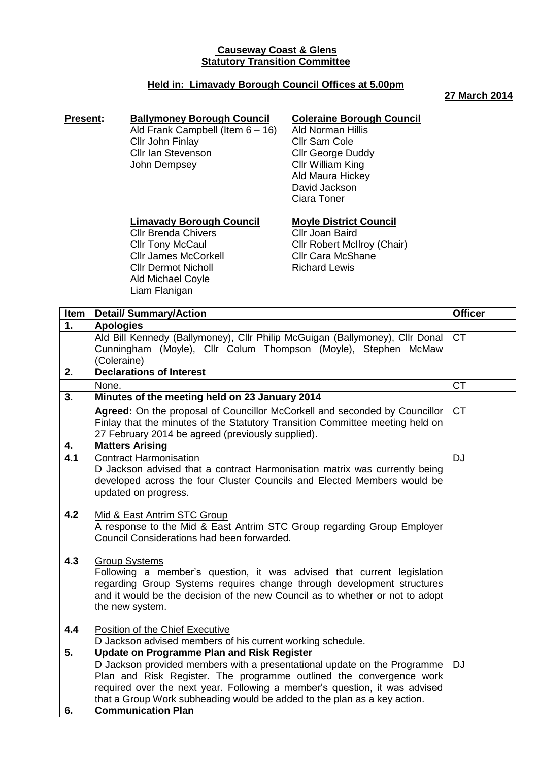**Causeway Coast & Glens**
**Statutory Transition Committee**

**Held in: Limavady Borough Council Offices at 5.00pm**

**27 March 2014**

**Present:**

**Ballymoney Borough Council**
Ald Frank Campbell (Item 6 – 16)
Cllr John Finlay
Cllr Ian Stevenson
John Dempsey

**Coleraine Borough Council**
Ald Norman Hillis
Cllr Sam Cole
Cllr George Duddy
Cllr William King
Ald Maura Hickey
David Jackson
Ciara Toner

**Limavady Borough Council**
Cllr Brenda Chivers
Cllr Tony McCaul
Cllr James McCorkell
Cllr Dermot Nicholl
Ald Michael Coyle
Liam Flanigan

**Moyle District Council**
Cllr Joan Baird
Cllr Robert McIlroy (Chair)
Cllr Cara McShane
Richard Lewis

| Item | Detail/ Summary/Action | Officer |
|---|---|---|
| **1.** | **Apologies** | |
| | Ald Bill Kennedy (Ballymoney), Cllr Philip McGuigan (Ballymoney), Cllr Donal Cunningham (Moyle), Cllr Colum Thompson (Moyle), Stephen McMaw (Coleraine) | CT |
| **2.** | **Declarations of Interest** | |
| | None. | CT |
| **3.** | **Minutes of the meeting held on 23 January 2014** | |
| | **Agreed:** On the proposal of Councillor McCorkell and seconded by Councillor Finlay that the minutes of the Statutory Transition Committee meeting held on 27 February 2014 be agreed (previously supplied). | CT |
| **4.** | **Matters Arising** | |
| **4.1** | Contract Harmonisation<br>D Jackson advised that a contract Harmonisation matrix was currently being developed across the four Cluster Councils and Elected Members would be updated on progress. | DJ |
| **4.2** | Mid & East Antrim STC Group<br>A response to the Mid & East Antrim STC Group regarding Group Employer Council Considerations had been forwarded. | |
| **4.3** | Group Systems<br>Following a member's question, it was advised that current legislation regarding Group Systems requires change through development structures and it would be the decision of the new Council as to whether or not to adopt the new system. | |
| **4.4** | Position of the Chief Executive<br>D Jackson advised members of his current working schedule. | |
| **5.** | **Update on Programme Plan and Risk Register** | |
| | D Jackson provided members with a presentational update on the Programme Plan and Risk Register. The programme outlined the convergence work required over the next year. Following a member's question, it was advised that a Group Work subheading would be added to the plan as a key action. | DJ |
| **6.** | **Communication Plan** | |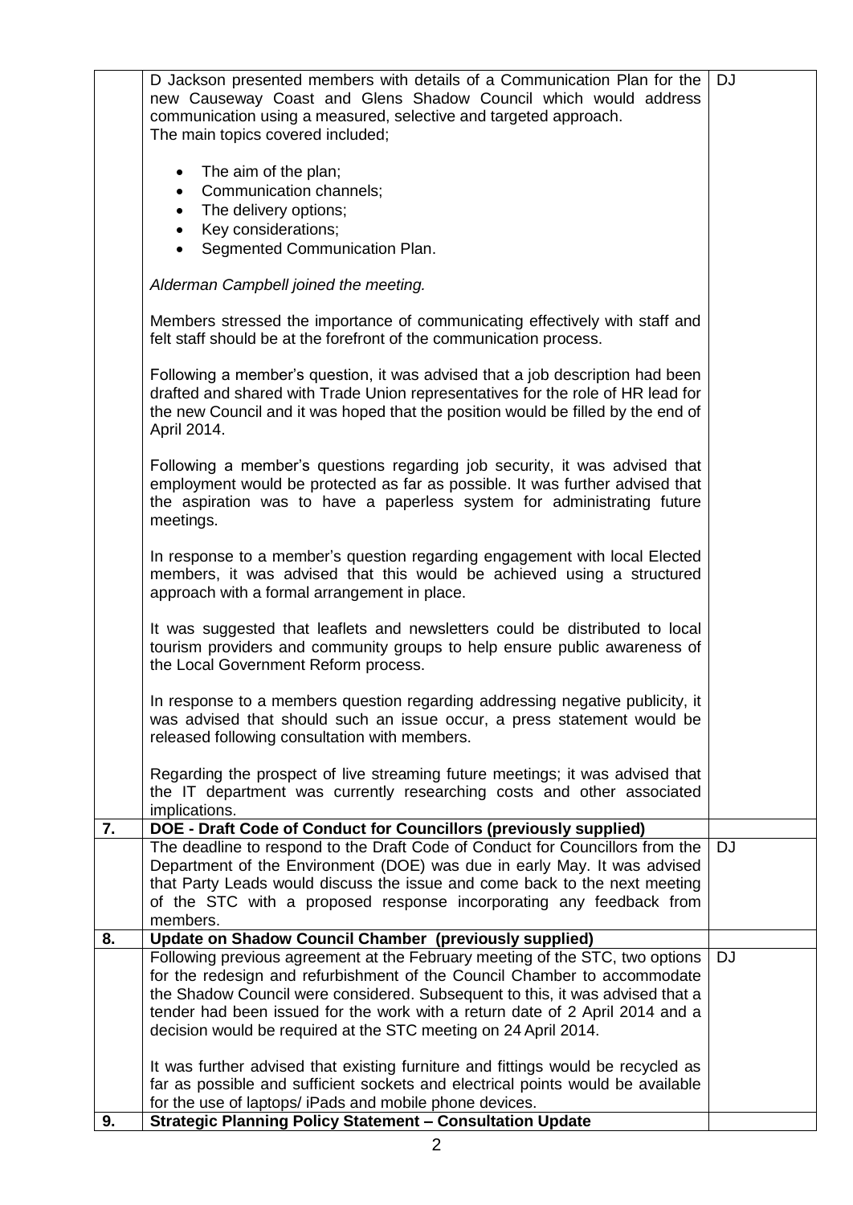| | | |
|---|---|---|
| | D Jackson presented members with details of a Communication Plan for the new Causeway Coast and Glens Shadow Council which would address communication using a measured, selective and targeted approach.<br>The main topics covered included;<br><br>• The aim of the plan;<br>• Communication channels;<br>• The delivery options;<br>• Key considerations;<br>• Segmented Communication Plan.<br><br>*Alderman Campbell joined the meeting.*<br><br>Members stressed the importance of communicating effectively with staff and felt staff should be at the forefront of the communication process.<br><br>Following a member's question, it was advised that a job description had been drafted and shared with Trade Union representatives for the role of HR lead for the new Council and it was hoped that the position would be filled by the end of April 2014.<br><br>Following a member's questions regarding job security, it was advised that employment would be protected as far as possible. It was further advised that the aspiration was to have a paperless system for administrating future meetings.<br><br>In response to a member's question regarding engagement with local Elected members, it was advised that this would be achieved using a structured approach with a formal arrangement in place.<br><br>It was suggested that leaflets and newsletters could be distributed to local tourism providers and community groups to help ensure public awareness of the Local Government Reform process.<br><br>In response to a members question regarding addressing negative publicity, it was advised that should such an issue occur, a press statement would be released following consultation with members.<br><br>Regarding the prospect of live streaming future meetings; it was advised that the IT department was currently researching costs and other associated implications. | DJ |
| **7.** | **DOE - Draft Code of Conduct for Councillors (previously supplied)** | |
| | The deadline to respond to the Draft Code of Conduct for Councillors from the Department of the Environment (DOE) was due in early May. It was advised that Party Leads would discuss the issue and come back to the next meeting of the STC with a proposed response incorporating any feedback from members. | DJ |
| **8.** | **Update on Shadow Council Chamber (previously supplied)** | |
| | Following previous agreement at the February meeting of the STC, two options for the redesign and refurbishment of the Council Chamber to accommodate the Shadow Council were considered. Subsequent to this, it was advised that a tender had been issued for the work with a return date of 2 April 2014 and a decision would be required at the STC meeting on 24 April 2014.<br><br>It was further advised that existing furniture and fittings would be recycled as far as possible and sufficient sockets and electrical points would be available for the use of laptops/ iPads and mobile phone devices. | DJ |
| **9.** | **Strategic Planning Policy Statement – Consultation Update** | |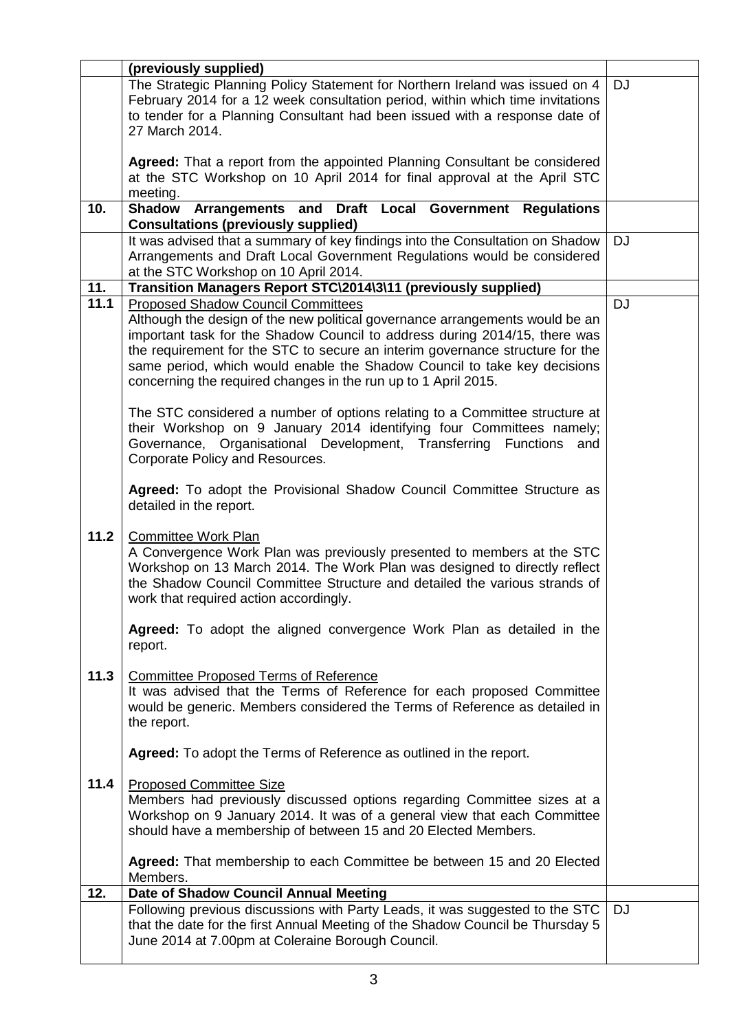| | | |
|---|---|---|
| | **(previously supplied)** | |
| | The Strategic Planning Policy Statement for Northern Ireland was issued on 4 February 2014 for a 12 week consultation period, within which time invitations to tender for a Planning Consultant had been issued with a response date of 27 March 2014.<br><br>**Agreed:** That a report from the appointed Planning Consultant be considered at the STC Workshop on 10 April 2014 for final approval at the April STC meeting. | DJ |
| **10.** | **Shadow Arrangements and Draft Local Government Regulations Consultations (previously supplied)** | |
| | It was advised that a summary of key findings into the Consultation on Shadow Arrangements and Draft Local Government Regulations would be considered at the STC Workshop on 10 April 2014. | DJ |
| **11.** | **Transition Managers Report STC\2014\3\11 (previously supplied)** | |
| **11.1** | <u>Proposed Shadow Council Committees</u><br>Although the design of the new political governance arrangements would be an important task for the Shadow Council to address during 2014/15, there was the requirement for the STC to secure an interim governance structure for the same period, which would enable the Shadow Council to take key decisions concerning the required changes in the run up to 1 April 2015.<br><br>The STC considered a number of options relating to a Committee structure at their Workshop on 9 January 2014 identifying four Committees namely; Governance, Organisational Development, Transferring Functions and Corporate Policy and Resources.<br><br>**Agreed:** To adopt the Provisional Shadow Council Committee Structure as detailed in the report. | DJ |
| **11.2** | <u>Committee Work Plan</u><br>A Convergence Work Plan was previously presented to members at the STC Workshop on 13 March 2014. The Work Plan was designed to directly reflect the Shadow Council Committee Structure and detailed the various strands of work that required action accordingly.<br><br>**Agreed:** To adopt the aligned convergence Work Plan as detailed in the report. | |
| **11.3** | <u>Committee Proposed Terms of Reference</u><br>It was advised that the Terms of Reference for each proposed Committee would be generic. Members considered the Terms of Reference as detailed in the report.<br><br>**Agreed:** To adopt the Terms of Reference as outlined in the report. | |
| **11.4** | <u>Proposed Committee Size</u><br>Members had previously discussed options regarding Committee sizes at a Workshop on 9 January 2014. It was of a general view that each Committee should have a membership of between 15 and 20 Elected Members.<br><br>**Agreed:** That membership to each Committee be between 15 and 20 Elected Members. | |
| **12.** | **Date of Shadow Council Annual Meeting** | |
| | Following previous discussions with Party Leads, it was suggested to the STC that the date for the first Annual Meeting of the Shadow Council be Thursday 5 June 2014 at 7.00pm at Coleraine Borough Council. | DJ |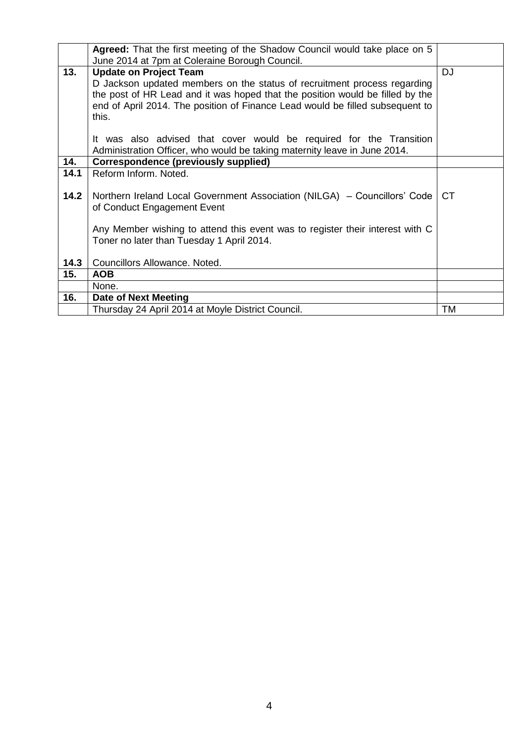| | | |
|---|---|---|
| | **Agreed:** That the first meeting of the Shadow Council would take place on 5 June 2014 at 7pm at Coleraine Borough Council. | |
| **13.** | **Update on Project Team**<br>D Jackson updated members on the status of recruitment process regarding the post of HR Lead and it was hoped that the position would be filled by the end of April 2014. The position of Finance Lead would be filled subsequent to this.<br><br>It was also advised that cover would be required for the Transition Administration Officer, who would be taking maternity leave in June 2014. | DJ |
| **14.** | **Correspondence (previously supplied)** | |
| **14.1**<br><br>**14.2**<br><br><br><br><br><br>**14.3** | Reform Inform. Noted.<br><br>Northern Ireland Local Government Association (NILGA) – Councillors' Code of Conduct Engagement Event<br><br>Any Member wishing to attend this event was to register their interest with C Toner no later than Tuesday 1 April 2014.<br><br>Councillors Allowance. Noted. | <br><br>CT |
| **15.** | **AOB** | |
| | None. | |
| **16.** | **Date of Next Meeting** | |
| | Thursday 24 April 2014 at Moyle District Council. | TM |